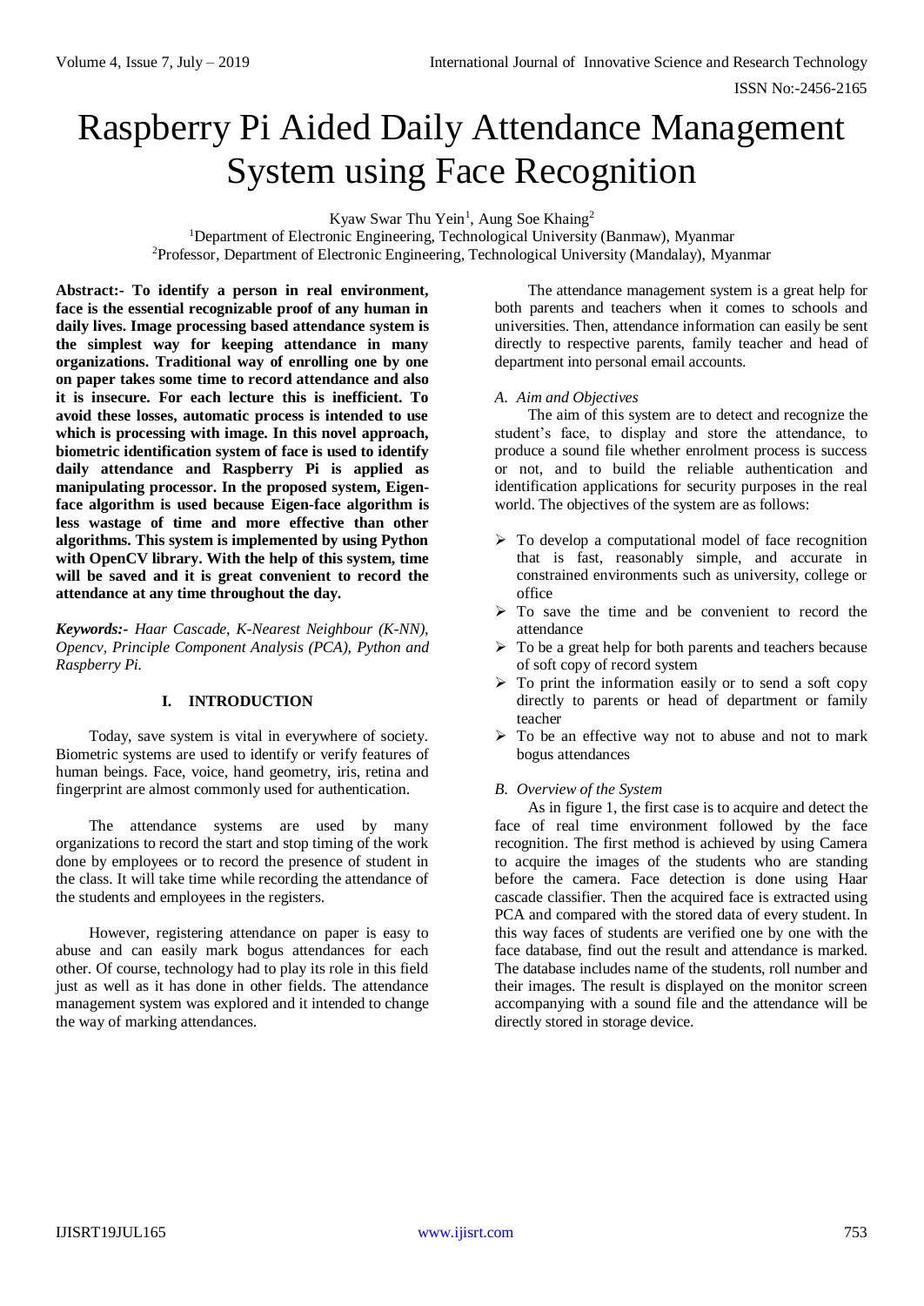# Raspberry Pi Aided Daily Attendance Management System using Face Recognition

Kyaw Swar Thu Yein[1], Aung Soe Khaing[2]

[1]Department of Electronic Engineering, Technological University (Banmaw), Myanmar
[2]Professor, Department of Electronic Engineering, Technological University (Mandalay), Myanmar

**Abstract:- To identify a person in real environment, face is the essential recognizable proof of any human in daily lives. Image processing based attendance system is the simplest way for keeping attendance in many organizations. Traditional way of enrolling one by one on paper takes some time to record attendance and also it is insecure. For each lecture this is inefficient. To avoid these losses, automatic process is intended to use which is processing with image. In this novel approach, biometric identification system of face is used to identify daily attendance and Raspberry Pi is applied as manipulating processor. In the proposed system, Eigen-face algorithm is used because Eigen-face algorithm is less wastage of time and more effective than other algorithms. This system is implemented by using Python with OpenCV library. With the help of this system, time will be saved and it is great convenient to record the attendance at any time throughout the day.**

***Keywords:-** Haar Cascade, K-Nearest Neighbour (K-NN), Opencv, Principle Component Analysis (PCA), Python and Raspberry Pi.*

## I. INTRODUCTION

Today, save system is vital in everywhere of society. Biometric systems are used to identify or verify features of human beings. Face, voice, hand geometry, iris, retina and fingerprint are almost commonly used for authentication.

The attendance systems are used by many organizations to record the start and stop timing of the work done by employees or to record the presence of student in the class. It will take time while recording the attendance of the students and employees in the registers.

However, registering attendance on paper is easy to abuse and can easily mark bogus attendances for each other. Of course, technology had to play its role in this field just as well as it has done in other fields. The attendance management system was explored and it intended to change the way of marking attendances.

The attendance management system is a great help for both parents and teachers when it comes to schools and universities. Then, attendance information can easily be sent directly to respective parents, family teacher and head of department into personal email accounts.

### *A. Aim and Objectives*

The aim of this system are to detect and recognize the student's face, to display and store the attendance, to produce a sound file whether enrolment process is success or not, and to build the reliable authentication and identification applications for security purposes in the real world. The objectives of the system are as follows:

- To develop a computational model of face recognition that is fast, reasonably simple, and accurate in constrained environments such as university, college or office
- To save the time and be convenient to record the attendance
- To be a great help for both parents and teachers because of soft copy of record system
- To print the information easily or to send a soft copy directly to parents or head of department or family teacher
- To be an effective way not to abuse and not to mark bogus attendances

### *B. Overview of the System*

As in figure 1, the first case is to acquire and detect the face of real time environment followed by the face recognition. The first method is achieved by using Camera to acquire the images of the students who are standing before the camera. Face detection is done using Haar cascade classifier. Then the acquired face is extracted using PCA and compared with the stored data of every student. In this way faces of students are verified one by one with the face database, find out the result and attendance is marked. The database includes name of the students, roll number and their images. The result is displayed on the monitor screen accompanying with a sound file and the attendance will be directly stored in storage device.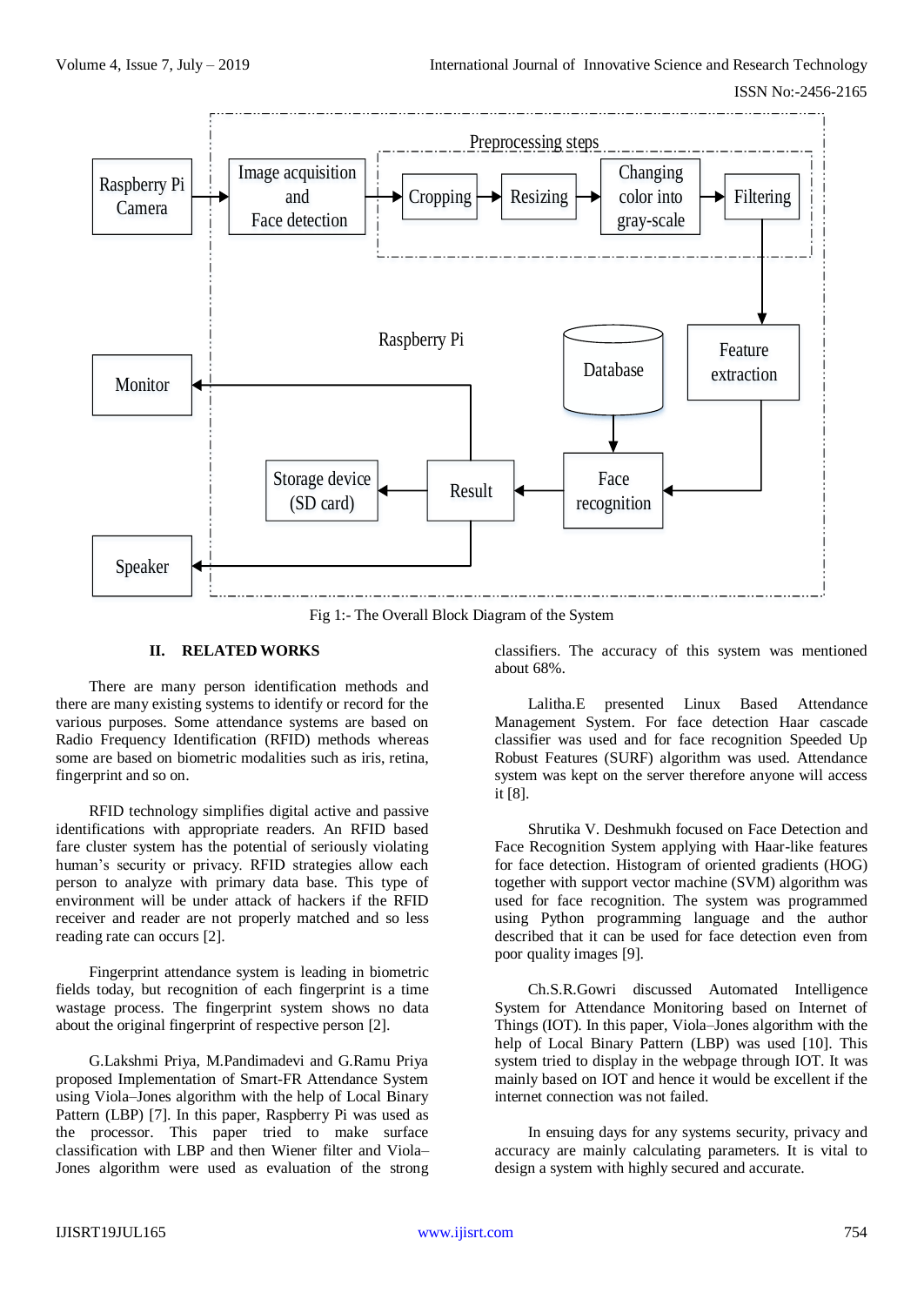Fig 1:- The Overall Block Diagram of the System

## II. RELATED WORKS

There are many person identification methods and there are many existing systems to identify or record for the various purposes. Some attendance systems are based on Radio Frequency Identification (RFID) methods whereas some are based on biometric modalities such as iris, retina, fingerprint and so on.

RFID technology simplifies digital active and passive identifications with appropriate readers. An RFID based fare cluster system has the potential of seriously violating human's security or privacy. RFID strategies allow each person to analyze with primary data base. This type of environment will be under attack of hackers if the RFID receiver and reader are not properly matched and so less reading rate can occurs [2].

Fingerprint attendance system is leading in biometric fields today, but recognition of each fingerprint is a time wastage process. The fingerprint system shows no data about the original fingerprint of respective person [2].

G.Lakshmi Priya, M.Pandimadevi and G.Ramu Priya proposed Implementation of Smart-FR Attendance System using Viola–Jones algorithm with the help of Local Binary Pattern (LBP) [7]. In this paper, Raspberry Pi was used as the processor. This paper tried to make surface classification with LBP and then Wiener filter and Viola–Jones algorithm were used as evaluation of the strong classifiers. The accuracy of this system was mentioned about 68%.

Lalitha.E presented Linux Based Attendance Management System. For face detection Haar cascade classifier was used and for face recognition Speeded Up Robust Features (SURF) algorithm was used. Attendance system was kept on the server therefore anyone will access it [8].

Shrutika V. Deshmukh focused on Face Detection and Face Recognition System applying with Haar-like features for face detection. Histogram of oriented gradients (HOG) together with support vector machine (SVM) algorithm was used for face recognition. The system was programmed using Python programming language and the author described that it can be used for face detection even from poor quality images [9].

Ch.S.R.Gowri discussed Automated Intelligence System for Attendance Monitoring based on Internet of Things (IOT). In this paper, Viola–Jones algorithm with the help of Local Binary Pattern (LBP) was used [10]. This system tried to display in the webpage through IOT. It was mainly based on IOT and hence it would be excellent if the internet connection was not failed.

In ensuing days for any systems security, privacy and accuracy are mainly calculating parameters. It is vital to design a system with highly secured and accurate.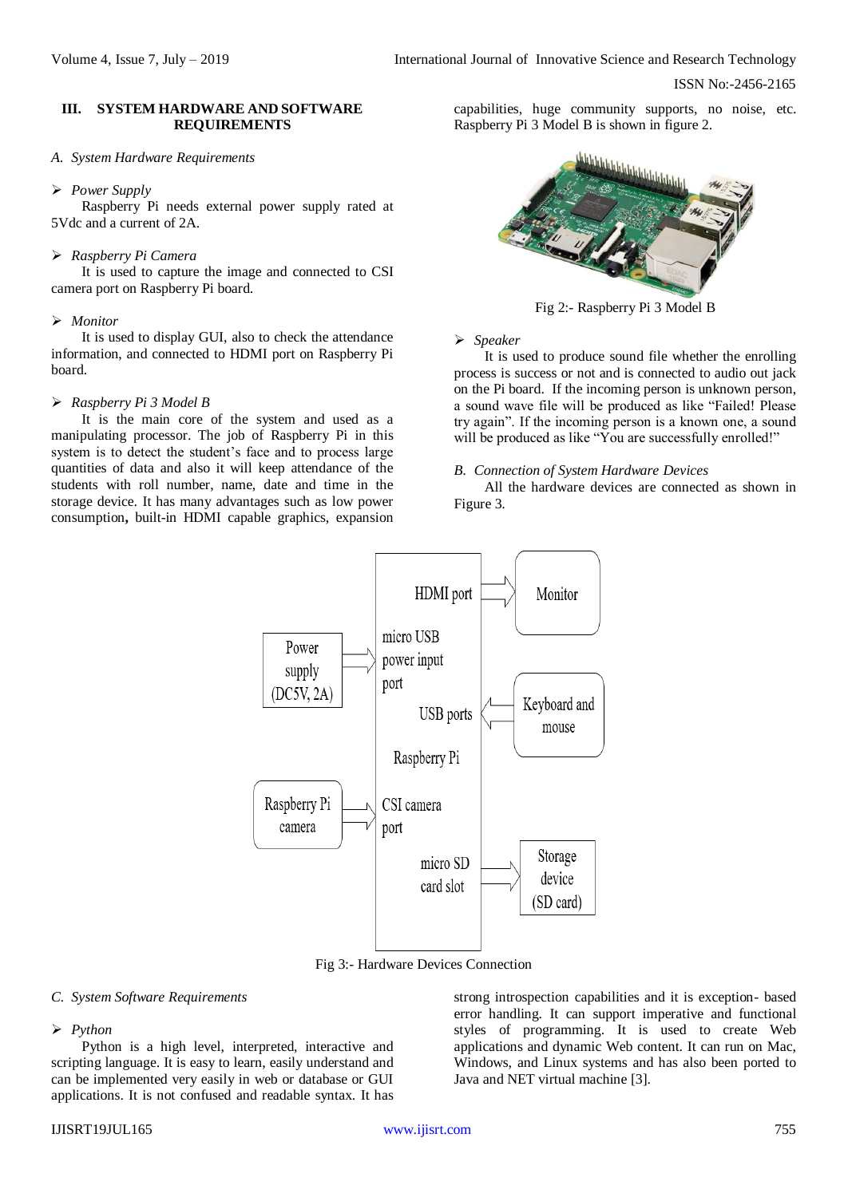## III. SYSTEM HARDWARE AND SOFTWARE REQUIREMENTS

### *A. System Hardware Requirements*

➢ *Power Supply*

Raspberry Pi needs external power supply rated at 5Vdc and a current of 2A.

➢ *Raspberry Pi Camera*

It is used to capture the image and connected to CSI camera port on Raspberry Pi board.

➢ *Monitor*

It is used to display GUI, also to check the attendance information, and connected to HDMI port on Raspberry Pi board.

➢ *Raspberry Pi 3 Model B*

It is the main core of the system and used as a manipulating processor. The job of Raspberry Pi in this system is to detect the student's face and to process large quantities of data and also it will keep attendance of the students with roll number, name, date and time in the storage device. It has many advantages such as low power consumption**,** built-in HDMI capable graphics, expansion capabilities, huge community supports, no noise, etc. Raspberry Pi 3 Model B is shown in figure 2.

Fig 2:- Raspberry Pi 3 Model B

➢ *Speaker*

It is used to produce sound file whether the enrolling process is success or not and is connected to audio out jack on the Pi board. If the incoming person is unknown person, a sound wave file will be produced as like "Failed! Please try again". If the incoming person is a known one, a sound will be produced as like "You are successfully enrolled!"

### *B. Connection of System Hardware Devices*

All the hardware devices are connected as shown in Figure 3.

Fig 3:- Hardware Devices Connection

### *C. System Software Requirements*

➢ *Python*

Python is a high level, interpreted, interactive and scripting language. It is easy to learn, easily understand and can be implemented very easily in web or database or GUI applications. It is not confused and readable syntax. It has strong introspection capabilities and it is exception- based error handling. It can support imperative and functional styles of programming. It is used to create Web applications and dynamic Web content. It can run on Mac, Windows, and Linux systems and has also been ported to Java and NET virtual machine [3].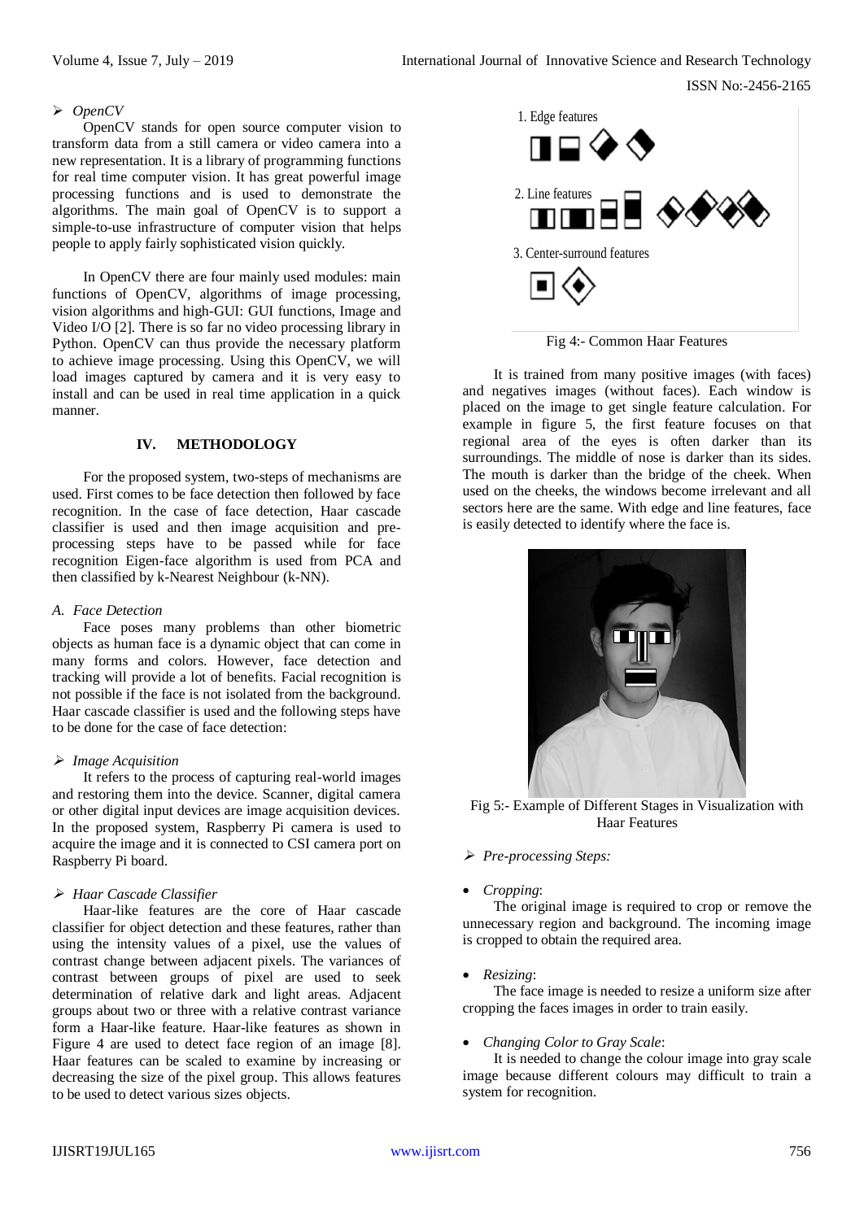➢ *OpenCV*

OpenCV stands for open source computer vision to transform data from a still camera or video camera into a new representation. It is a library of programming functions for real time computer vision. It has great powerful image processing functions and is used to demonstrate the algorithms. The main goal of OpenCV is to support a simple-to-use infrastructure of computer vision that helps people to apply fairly sophisticated vision quickly.

In OpenCV there are four mainly used modules: main functions of OpenCV, algorithms of image processing, vision algorithms and high-GUI: GUI functions, Image and Video I/O [2]. There is so far no video processing library in Python. OpenCV can thus provide the necessary platform to achieve image processing. Using this OpenCV, we will load images captured by camera and it is very easy to install and can be used in real time application in a quick manner.

## IV. METHODOLOGY

For the proposed system, two-steps of mechanisms are used. First comes to be face detection then followed by face recognition. In the case of face detection, Haar cascade classifier is used and then image acquisition and pre-processing steps have to be passed while for face recognition Eigen-face algorithm is used from PCA and then classified by k-Nearest Neighbour (k-NN).

### *A. Face Detection*

Face poses many problems than other biometric objects as human face is a dynamic object that can come in many forms and colors. However, face detection and tracking will provide a lot of benefits. Facial recognition is not possible if the face is not isolated from the background. Haar cascade classifier is used and the following steps have to be done for the case of face detection:

➢ *Image Acquisition*

It refers to the process of capturing real-world images and restoring them into the device. Scanner, digital camera or other digital input devices are image acquisition devices. In the proposed system, Raspberry Pi camera is used to acquire the image and it is connected to CSI camera port on Raspberry Pi board.

➢ *Haar Cascade Classifier*

Haar-like features are the core of Haar cascade classifier for object detection and these features, rather than using the intensity values of a pixel, use the values of contrast change between adjacent pixels. The variances of contrast between groups of pixel are used to seek determination of relative dark and light areas. Adjacent groups above two or three with a relative contrast variance form a Haar-like feature. Haar-like features as shown in Figure 4 are used to detect face region of an image [8]. Haar features can be scaled to examine by increasing or decreasing the size of the pixel group. This allows features to be used to detect various sizes objects.

1. Edge features
2. Line features
3. Center-surround features

Fig 4:- Common Haar Features

It is trained from many positive images (with faces) and negatives images (without faces). Each window is placed on the image to get single feature calculation. For example in figure 5, the first feature focuses on that regional area of the eyes is often darker than its surroundings. The middle of nose is darker than its sides. The mouth is darker than the bridge of the cheek. When used on the cheeks, the windows become irrelevant and all sectors here are the same. With edge and line features, face is easily detected to identify where the face is.

Fig 5:- Example of Different Stages in Visualization with Haar Features

➢ *Pre-processing Steps:*

- *Cropping*:
  The original image is required to crop or remove the unnecessary region and background. The incoming image is cropped to obtain the required area.

- *Resizing*:
  The face image is needed to resize a uniform size after cropping the faces images in order to train easily.

- *Changing Color to Gray Scale*:
  It is needed to change the colour image into gray scale image because different colours may difficult to train a system for recognition.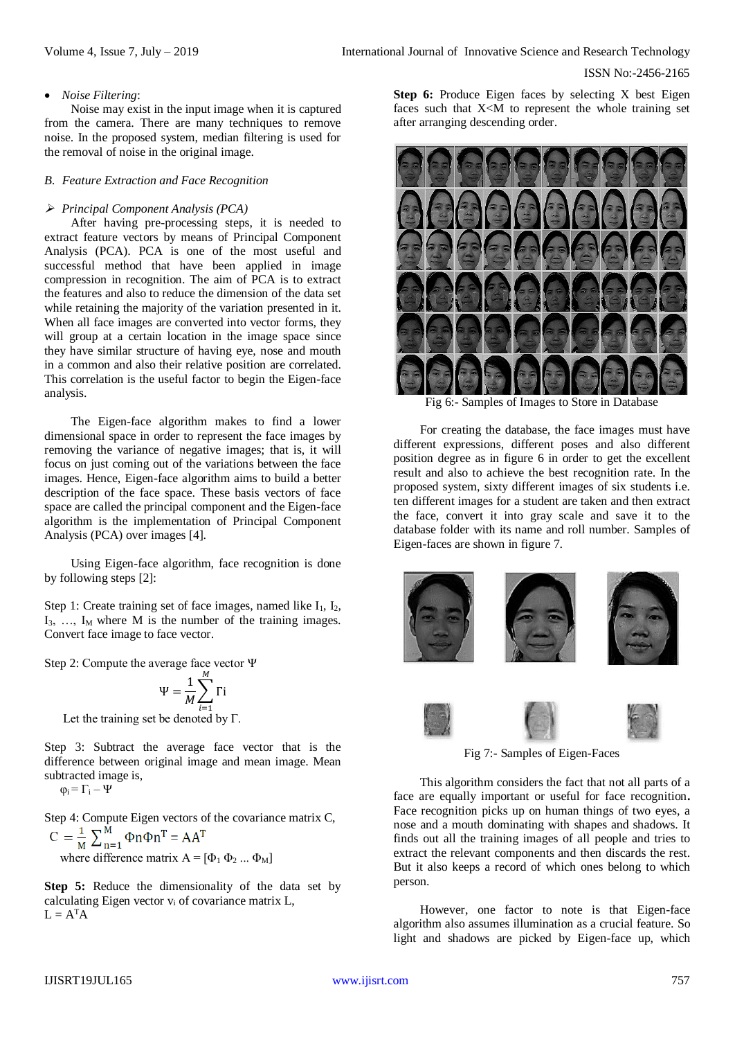- *Noise Filtering*:

Noise may exist in the input image when it is captured from the camera. There are many techniques to remove noise. In the proposed system, median filtering is used for the removal of noise in the original image.

### *B. Feature Extraction and Face Recognition*

➢ *Principal Component Analysis (PCA)*

After having pre-processing steps, it is needed to extract feature vectors by means of Principal Component Analysis (PCA). PCA is one of the most useful and successful method that have been applied in image compression in recognition. The aim of PCA is to extract the features and also to reduce the dimension of the data set while retaining the majority of the variation presented in it. When all face images are converted into vector forms, they will group at a certain location in the image space since they have similar structure of having eye, nose and mouth in a common and also their relative position are correlated. This correlation is the useful factor to begin the Eigen-face analysis.

The Eigen-face algorithm makes to find a lower dimensional space in order to represent the face images by removing the variance of negative images; that is, it will focus on just coming out of the variations between the face images. Hence, Eigen-face algorithm aims to build a better description of the face space. These basis vectors of face space are called the principal component and the Eigen-face algorithm is the implementation of Principal Component Analysis (PCA) over images [4].

Using Eigen-face algorithm, face recognition is done by following steps [2]:

Step 1: Create training set of face images, named like $I_1$, $I_2$, $I_3$, …, $I_M$ where M is the number of the training images. Convert face image to face vector.

Step 2: Compute the average face vector Ψ

$$\Psi = \frac{1}{M}\sum_{i=1}^{M}\Gamma i$$

Let the training set be denoted by Γ.

Step 3: Subtract the average face vector that is the difference between original image and mean image. Mean subtracted image is,

$\varphi_i = \Gamma_i - \Psi$

Step 4: Compute Eigen vectors of the covariance matrix C,

$$C = \frac{1}{M}\sum_{n=1}^{M} \Phi n \Phi n^T = AA^T$$

where difference matrix $A = [\Phi_1\ \Phi_2\ ...\ \Phi_M]$

**Step 5:** Reduce the dimensionality of the data set by calculating Eigen vector $v_i$ of covariance matrix L,

$L = A^TA$

**Step 6:** Produce Eigen faces by selecting X best Eigen faces such that X<M to represent the whole training set after arranging descending order.

Fig 6:- Samples of Images to Store in Database

For creating the database, the face images must have different expressions, different poses and also different position degree as in figure 6 in order to get the excellent result and also to achieve the best recognition rate. In the proposed system, sixty different images of six students i.e. ten different images for a student are taken and then extract the face, convert it into gray scale and save it to the database folder with its name and roll number. Samples of Eigen-faces are shown in figure 7.

Fig 7:- Samples of Eigen-Faces

This algorithm considers the fact that not all parts of a face are equally important or useful for face recognition**.** Face recognition picks up on human things of two eyes, a nose and a mouth dominating with shapes and shadows. It finds out all the training images of all people and tries to extract the relevant components and then discards the rest. But it also keeps a record of which ones belong to which person.

However, one factor to note is that Eigen-face algorithm also assumes illumination as a crucial feature. So light and shadows are picked by Eigen-face up, which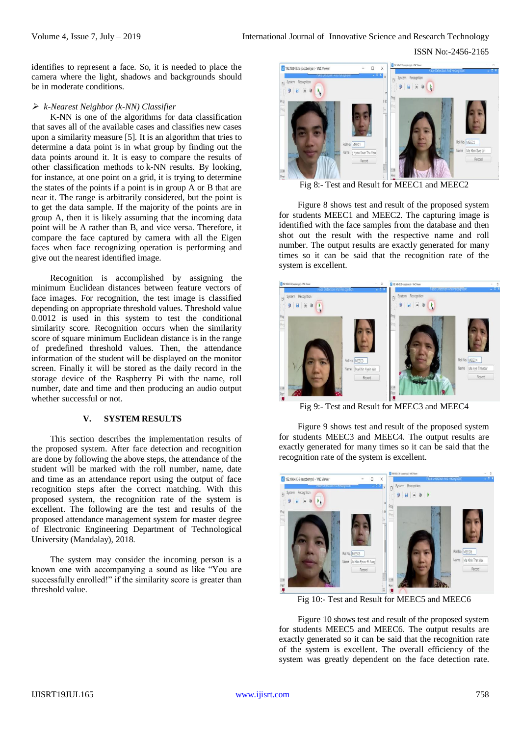identifies to represent a face. So, it is needed to place the camera where the light, shadows and backgrounds should be in moderate conditions.

➢ *k-Nearest Neighbor (k-NN) Classifier*

K-NN is one of the algorithms for data classification that saves all of the available cases and classifies new cases upon a similarity measure [5]. It is an algorithm that tries to determine a data point is in what group by finding out the data points around it. It is easy to compare the results of other classification methods to k-NN results. By looking, for instance, at one point on a grid, it is trying to determine the states of the points if a point is in group A or B that are near it. The range is arbitrarily considered, but the point is to get the data sample. If the majority of the points are in group A, then it is likely assuming that the incoming data point will be A rather than B, and vice versa. Therefore, it compare the face captured by camera with all the Eigen faces when face recognizing operation is performing and give out the nearest identified image.

Recognition is accomplished by assigning the minimum Euclidean distances between feature vectors of face images. For recognition, the test image is classified depending on appropriate threshold values. Threshold value 0.0012 is used in this system to test the conditional similarity score. Recognition occurs when the similarity score of square minimum Euclidean distance is in the range of predefined threshold values. Then, the attendance information of the student will be displayed on the monitor screen. Finally it will be stored as the daily record in the storage device of the Raspberry Pi with the name, roll number, date and time and then producing an audio output whether successful or not.

## V. SYSTEM RESULTS

This section describes the implementation results of the proposed system. After face detection and recognition are done by following the above steps, the attendance of the student will be marked with the roll number, name, date and time as an attendance report using the output of face recognition steps after the correct matching. With this proposed system, the recognition rate of the system is excellent. The following are the test and results of the proposed attendance management system for master degree of Electronic Engineering Department of Technological University (Mandalay), 2018.

The system may consider the incoming person is a known one with accompanying a sound as like "You are successfully enrolled!" if the similarity score is greater than threshold value.

Fig 8:- Test and Result for MEEC1 and MEEC2

Figure 8 shows test and result of the proposed system for students MEEC1 and MEEC2. The capturing image is identified with the face samples from the database and then shot out the result with the respective name and roll number. The output results are exactly generated for many times so it can be said that the recognition rate of the system is excellent.

Fig 9:- Test and Result for MEEC3 and MEEC4

Figure 9 shows test and result of the proposed system for students MEEC3 and MEEC4. The output results are exactly generated for many times so it can be said that the recognition rate of the system is excellent.

Fig 10:- Test and Result for MEEC5 and MEEC6

Figure 10 shows test and result of the proposed system for students MEEC5 and MEEC6. The output results are exactly generated so it can be said that the recognition rate of the system is excellent. The overall efficiency of the system was greatly dependent on the face detection rate.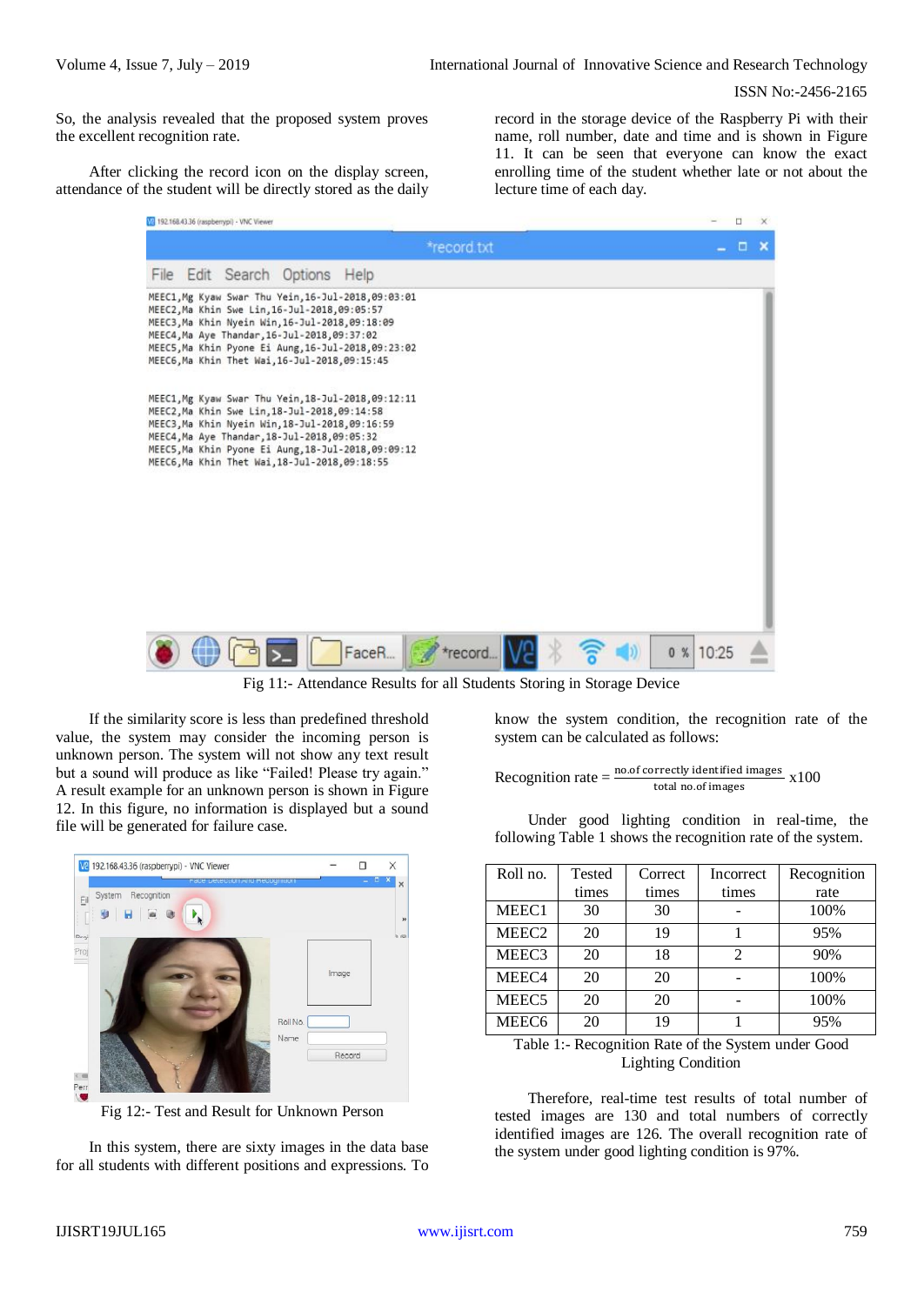So, the analysis revealed that the proposed system proves the excellent recognition rate.

After clicking the record icon on the display screen, attendance of the student will be directly stored as the daily record in the storage device of the Raspberry Pi with their name, roll number, date and time and is shown in Figure 11. It can be seen that everyone can know the exact enrolling time of the student whether late or not about the lecture time of each day.

Fig 11:- Attendance Results for all Students Storing in Storage Device

If the similarity score is less than predefined threshold value, the system may consider the incoming person is unknown person. The system will not show any text result but a sound will produce as like “Failed! Please try again.” A result example for an unknown person is shown in Figure 12. In this figure, no information is displayed but a sound file will be generated for failure case.

Fig 12:- Test and Result for Unknown Person

In this system, there are sixty images in the data base for all students with different positions and expressions. To know the system condition, the recognition rate of the system can be calculated as follows:

$$\text{Recognition rate} = \frac{\text{no.of correctly identified images}}{\text{total no.of images}} \times 100$$

Under good lighting condition in real-time, the following Table 1 shows the recognition rate of the system.

| Roll no. | Tested times | Correct times | Incorrect times | Recognition rate |
|---|---|---|---|---|
| MEEC1 | 30 | 30 | - | 100% |
| MEEC2 | 20 | 19 | 1 | 95% |
| MEEC3 | 20 | 18 | 2 | 90% |
| MEEC4 | 20 | 20 | - | 100% |
| MEEC5 | 20 | 20 | - | 100% |
| MEEC6 | 20 | 19 | 1 | 95% |

Table 1:- Recognition Rate of the System under Good Lighting Condition

Therefore, real-time test results of total number of tested images are 130 and total numbers of correctly identified images are 126. The overall recognition rate of the system under good lighting condition is 97%.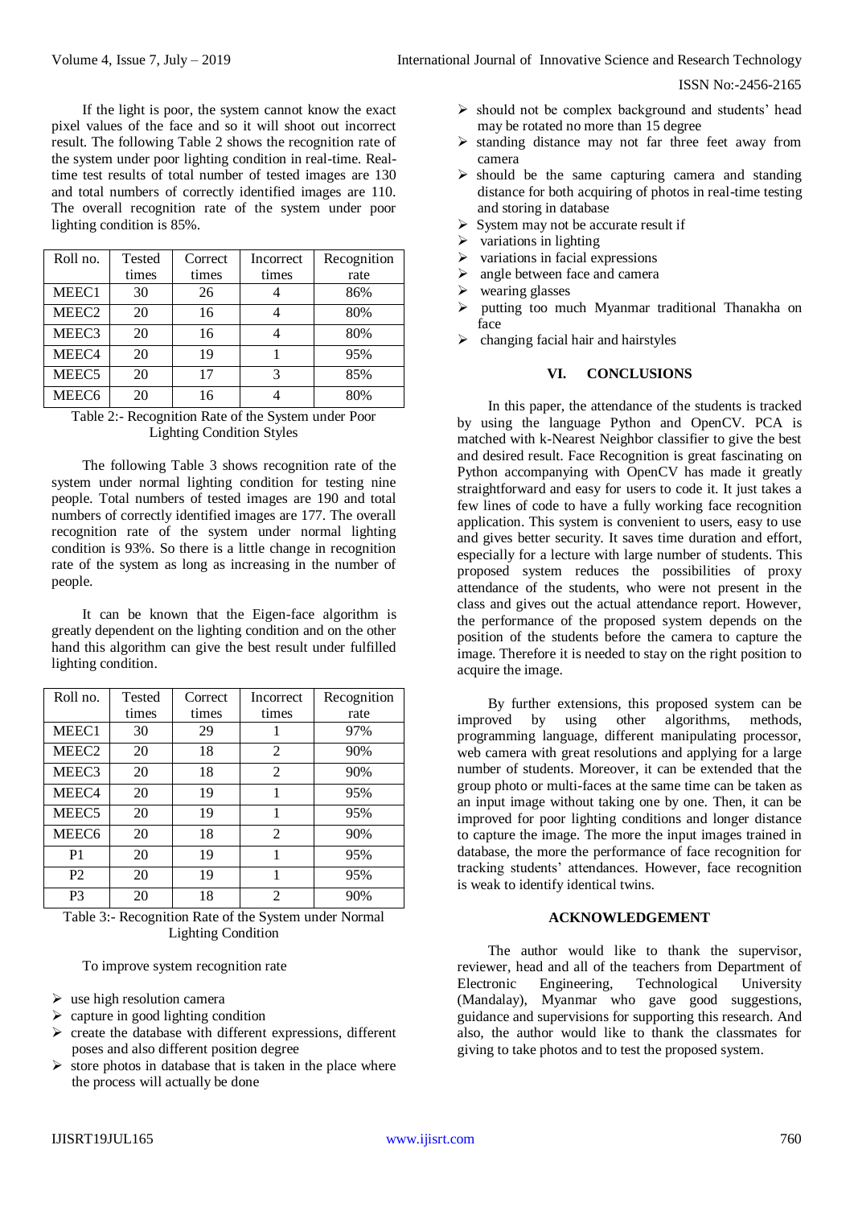If the light is poor, the system cannot know the exact pixel values of the face and so it will shoot out incorrect result. The following Table 2 shows the recognition rate of the system under poor lighting condition in real-time. Real-time test results of total number of tested images are 130 and total numbers of correctly identified images are 110. The overall recognition rate of the system under poor lighting condition is 85%.

| Roll no. | Tested times | Correct times | Incorrect times | Recognition rate |
|---|---|---|---|---|
| MEEC1 | 30 | 26 | 4 | 86% |
| MEEC2 | 20 | 16 | 4 | 80% |
| MEEC3 | 20 | 16 | 4 | 80% |
| MEEC4 | 20 | 19 | 1 | 95% |
| MEEC5 | 20 | 17 | 3 | 85% |
| MEEC6 | 20 | 16 | 4 | 80% |

Table 2:- Recognition Rate of the System under Poor Lighting Condition Styles

The following Table 3 shows recognition rate of the system under normal lighting condition for testing nine people. Total numbers of tested images are 190 and total numbers of correctly identified images are 177. The overall recognition rate of the system under normal lighting condition is 93%. So there is a little change in recognition rate of the system as long as increasing in the number of people.

It can be known that the Eigen-face algorithm is greatly dependent on the lighting condition and on the other hand this algorithm can give the best result under fulfilled lighting condition.

| Roll no. | Tested times | Correct times | Incorrect times | Recognition rate |
|---|---|---|---|---|
| MEEC1 | 30 | 29 | 1 | 97% |
| MEEC2 | 20 | 18 | 2 | 90% |
| MEEC3 | 20 | 18 | 2 | 90% |
| MEEC4 | 20 | 19 | 1 | 95% |
| MEEC5 | 20 | 19 | 1 | 95% |
| MEEC6 | 20 | 18 | 2 | 90% |
| P1 | 20 | 19 | 1 | 95% |
| P2 | 20 | 19 | 1 | 95% |
| P3 | 20 | 18 | 2 | 90% |

Table 3:- Recognition Rate of the System under Normal Lighting Condition

To improve system recognition rate

- use high resolution camera
- capture in good lighting condition
- create the database with different expressions, different poses and also different position degree
- store photos in database that is taken in the place where the process will actually be done
- should not be complex background and students' head may be rotated no more than 15 degree
- standing distance may not far three feet away from camera
- should be the same capturing camera and standing distance for both acquiring of photos in real-time testing and storing in database
- System may not be accurate result if
- variations in lighting
- variations in facial expressions
- angle between face and camera
- wearing glasses
- putting too much Myanmar traditional Thanakha on face
- changing facial hair and hairstyles

## VI. CONCLUSIONS

In this paper, the attendance of the students is tracked by using the language Python and OpenCV. PCA is matched with k-Nearest Neighbor classifier to give the best and desired result. Face Recognition is great fascinating on Python accompanying with OpenCV has made it greatly straightforward and easy for users to code it. It just takes a few lines of code to have a fully working face recognition application. This system is convenient to users, easy to use and gives better security. It saves time duration and effort, especially for a lecture with large number of students. This proposed system reduces the possibilities of proxy attendance of the students, who were not present in the class and gives out the actual attendance report. However, the performance of the proposed system depends on the position of the students before the camera to capture the image. Therefore it is needed to stay on the right position to acquire the image.

By further extensions, this proposed system can be improved by using other algorithms, methods, programming language, different manipulating processor, web camera with great resolutions and applying for a large number of students. Moreover, it can be extended that the group photo or multi-faces at the same time can be taken as an input image without taking one by one. Then, it can be improved for poor lighting conditions and longer distance to capture the image. The more the input images trained in database, the more the performance of face recognition for tracking students' attendances. However, face recognition is weak to identify identical twins.

## ACKNOWLEDGEMENT

The author would like to thank the supervisor, reviewer, head and all of the teachers from Department of Electronic Engineering, Technological University (Mandalay), Myanmar who gave good suggestions, guidance and supervisions for supporting this research. And also, the author would like to thank the classmates for giving to take photos and to test the proposed system.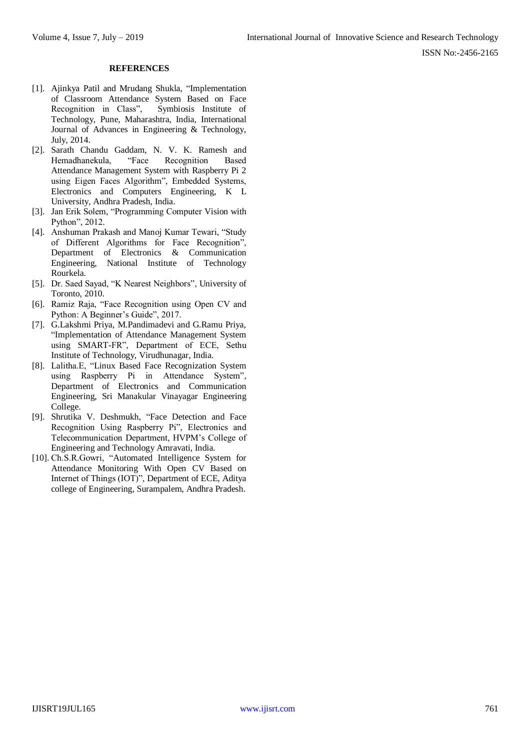## REFERENCES

[1]. Ajinkya Patil and Mrudang Shukla, "Implementation of Classroom Attendance System Based on Face Recognition in Class", Symbiosis Institute of Technology, Pune, Maharashtra, India, International Journal of Advances in Engineering & Technology, July, 2014.

[2]. Sarath Chandu Gaddam, N. V. K. Ramesh and Hemadhanekula, "Face Recognition Based Attendance Management System with Raspberry Pi 2 using Eigen Faces Algorithm", Embedded Systems, Electronics and Computers Engineering, K L University, Andhra Pradesh, India.

[3]. Jan Erik Solem, "Programming Computer Vision with Python", 2012.

[4]. Anshuman Prakash and Manoj Kumar Tewari, "Study of Different Algorithms for Face Recognition", Department of Electronics & Communication Engineering, National Institute of Technology Rourkela.

[5]. Dr. Saed Sayad, "K Nearest Neighbors", University of Toronto, 2010.

[6]. Ramiz Raja, "Face Recognition using Open CV and Python: A Beginner's Guide", 2017.

[7]. G.Lakshmi Priya, M.Pandimadevi and G.Ramu Priya, "Implementation of Attendance Management System using SMART-FR", Department of ECE, Sethu Institute of Technology, Virudhunagar, India.

[8]. Lalitha.E, "Linux Based Face Recognization System using Raspberry Pi in Attendance System", Department of Electronics and Communication Engineering, Sri Manakular Vinayagar Engineering College.

[9]. Shrutika V. Deshmukh, "Face Detection and Face Recognition Using Raspberry Pi", Electronics and Telecommunication Department, HVPM's College of Engineering and Technology Amravati, India.

[10]. Ch.S.R.Gowri, "Automated Intelligence System for Attendance Monitoring With Open CV Based on Internet of Things (IOT)", Department of ECE, Aditya college of Engineering, Surampalem, Andhra Pradesh.